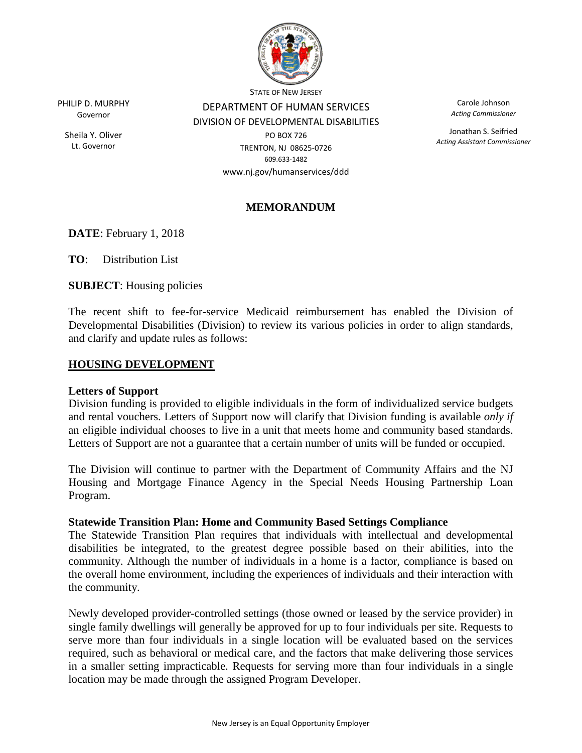PHILIP D. MURPHY
Governor

Sheila Y. Oliver
Lt. Governor

STATE OF NEW JERSEY
DEPARTMENT OF HUMAN SERVICES
DIVISION OF DEVELOPMENTAL DISABILITIES
PO BOX 726
TRENTON, NJ 08625-0726
609.633-1482
www.nj.gov/humanservices/ddd

Carole Johnson
*Acting Commissioner*

Jonathan S. Seifried
*Acting Assistant Commissioner*

# MEMORANDUM

**DATE**: February 1, 2018

**TO**: Distribution List

**SUBJECT**: Housing policies

The recent shift to fee-for-service Medicaid reimbursement has enabled the Division of Developmental Disabilities (Division) to review its various policies in order to align standards, and clarify and update rules as follows:

## HOUSING DEVELOPMENT

### Letters of Support

Division funding is provided to eligible individuals in the form of individualized service budgets and rental vouchers. Letters of Support now will clarify that Division funding is available *only if* an eligible individual chooses to live in a unit that meets home and community based standards. Letters of Support are not a guarantee that a certain number of units will be funded or occupied.

The Division will continue to partner with the Department of Community Affairs and the NJ Housing and Mortgage Finance Agency in the Special Needs Housing Partnership Loan Program.

### Statewide Transition Plan: Home and Community Based Settings Compliance

The Statewide Transition Plan requires that individuals with intellectual and developmental disabilities be integrated, to the greatest degree possible based on their abilities, into the community. Although the number of individuals in a home is a factor, compliance is based on the overall home environment, including the experiences of individuals and their interaction with the community.

Newly developed provider-controlled settings (those owned or leased by the service provider) in single family dwellings will generally be approved for up to four individuals per site. Requests to serve more than four individuals in a single location will be evaluated based on the services required, such as behavioral or medical care, and the factors that make delivering those services in a smaller setting impracticable. Requests for serving more than four individuals in a single location may be made through the assigned Program Developer.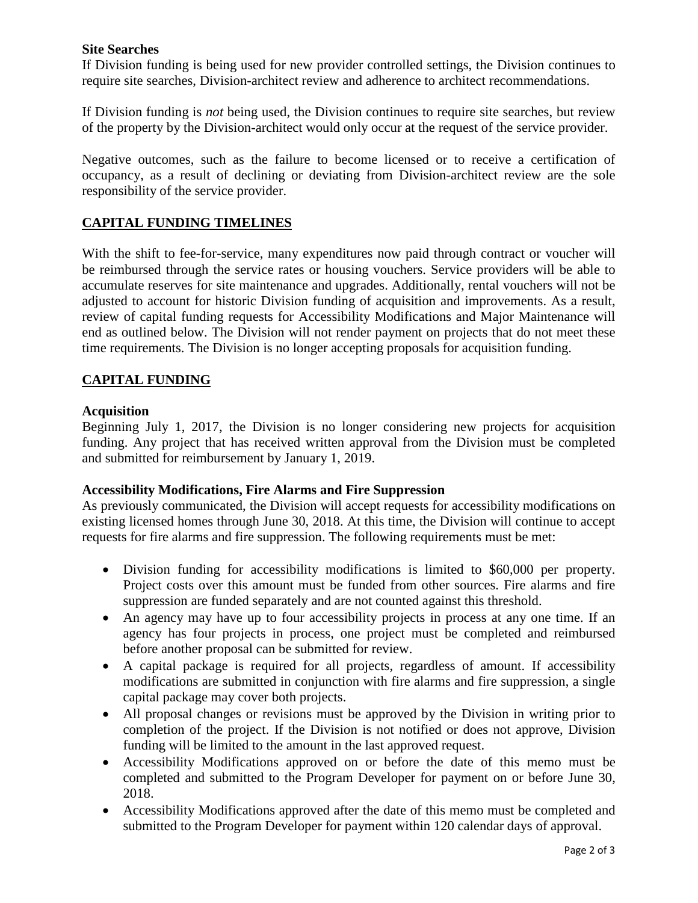### Site Searches

If Division funding is being used for new provider controlled settings, the Division continues to require site searches, Division-architect review and adherence to architect recommendations.

If Division funding is *not* being used, the Division continues to require site searches, but review of the property by the Division-architect would only occur at the request of the service provider.

Negative outcomes, such as the failure to become licensed or to receive a certification of occupancy, as a result of declining or deviating from Division-architect review are the sole responsibility of the service provider.

## CAPITAL FUNDING TIMELINES

With the shift to fee-for-service, many expenditures now paid through contract or voucher will be reimbursed through the service rates or housing vouchers. Service providers will be able to accumulate reserves for site maintenance and upgrades. Additionally, rental vouchers will not be adjusted to account for historic Division funding of acquisition and improvements. As a result, review of capital funding requests for Accessibility Modifications and Major Maintenance will end as outlined below. The Division will not render payment on projects that do not meet these time requirements. The Division is no longer accepting proposals for acquisition funding.

## CAPITAL FUNDING

### Acquisition

Beginning July 1, 2017, the Division is no longer considering new projects for acquisition funding. Any project that has received written approval from the Division must be completed and submitted for reimbursement by January 1, 2019.

### Accessibility Modifications, Fire Alarms and Fire Suppression

As previously communicated, the Division will accept requests for accessibility modifications on existing licensed homes through June 30, 2018. At this time, the Division will continue to accept requests for fire alarms and fire suppression. The following requirements must be met:

- Division funding for accessibility modifications is limited to $60,000 per property. Project costs over this amount must be funded from other sources. Fire alarms and fire suppression are funded separately and are not counted against this threshold.
- An agency may have up to four accessibility projects in process at any one time. If an agency has four projects in process, one project must be completed and reimbursed before another proposal can be submitted for review.
- A capital package is required for all projects, regardless of amount. If accessibility modifications are submitted in conjunction with fire alarms and fire suppression, a single capital package may cover both projects.
- All proposal changes or revisions must be approved by the Division in writing prior to completion of the project. If the Division is not notified or does not approve, Division funding will be limited to the amount in the last approved request.
- Accessibility Modifications approved on or before the date of this memo must be completed and submitted to the Program Developer for payment on or before June 30, 2018.
- Accessibility Modifications approved after the date of this memo must be completed and submitted to the Program Developer for payment within 120 calendar days of approval.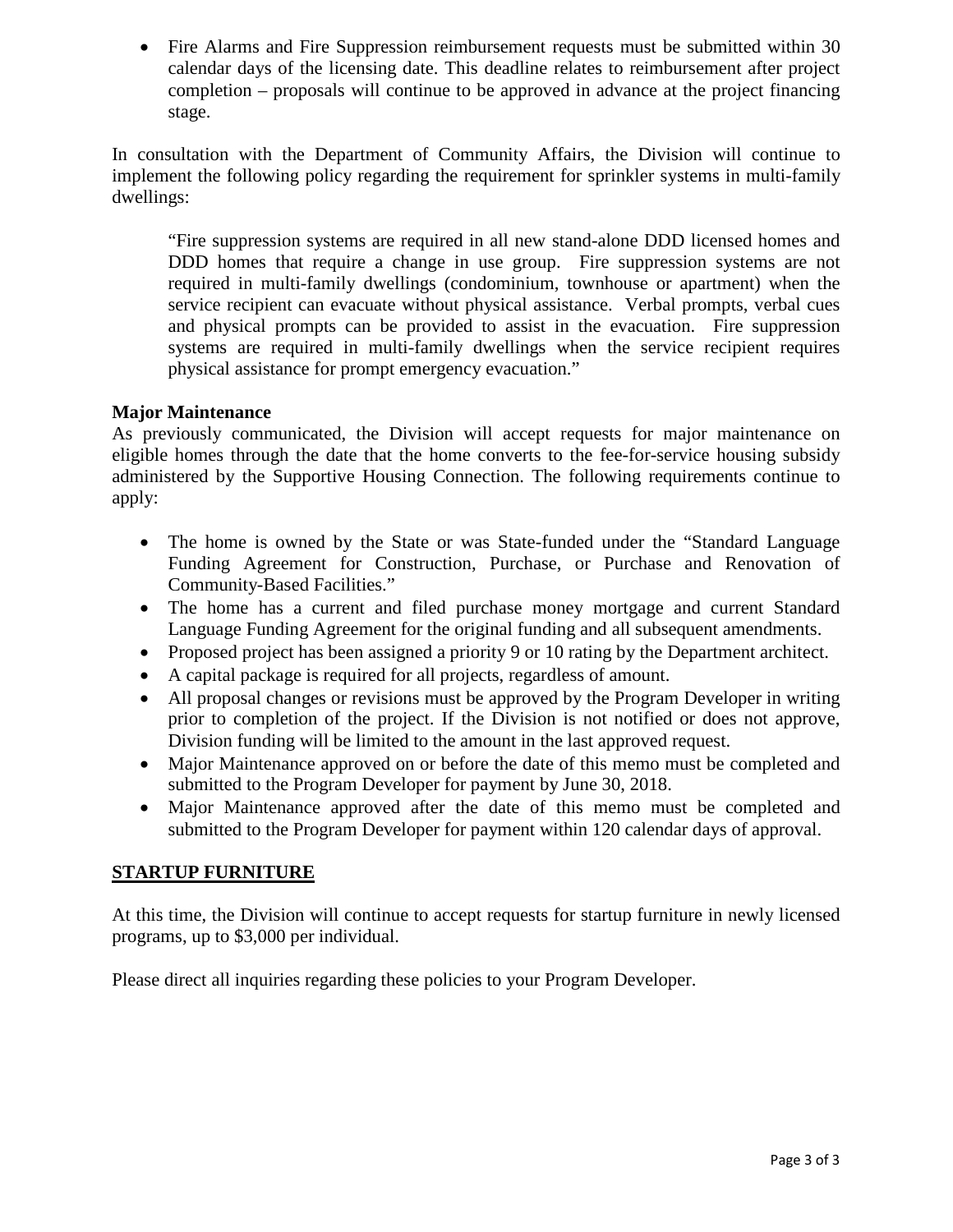- Fire Alarms and Fire Suppression reimbursement requests must be submitted within 30 calendar days of the licensing date. This deadline relates to reimbursement after project completion – proposals will continue to be approved in advance at the project financing stage.

In consultation with the Department of Community Affairs, the Division will continue to implement the following policy regarding the requirement for sprinkler systems in multi-family dwellings:

> "Fire suppression systems are required in all new stand-alone DDD licensed homes and DDD homes that require a change in use group. Fire suppression systems are not required in multi-family dwellings (condominium, townhouse or apartment) when the service recipient can evacuate without physical assistance. Verbal prompts, verbal cues and physical prompts can be provided to assist in the evacuation. Fire suppression systems are required in multi-family dwellings when the service recipient requires physical assistance for prompt emergency evacuation."

**Major Maintenance**

As previously communicated, the Division will accept requests for major maintenance on eligible homes through the date that the home converts to the fee-for-service housing subsidy administered by the Supportive Housing Connection. The following requirements continue to apply:

- The home is owned by the State or was State-funded under the "Standard Language Funding Agreement for Construction, Purchase, or Purchase and Renovation of Community-Based Facilities."
- The home has a current and filed purchase money mortgage and current Standard Language Funding Agreement for the original funding and all subsequent amendments.
- Proposed project has been assigned a priority 9 or 10 rating by the Department architect.
- A capital package is required for all projects, regardless of amount.
- All proposal changes or revisions must be approved by the Program Developer in writing prior to completion of the project. If the Division is not notified or does not approve, Division funding will be limited to the amount in the last approved request.
- Major Maintenance approved on or before the date of this memo must be completed and submitted to the Program Developer for payment by June 30, 2018.
- Major Maintenance approved after the date of this memo must be completed and submitted to the Program Developer for payment within 120 calendar days of approval.

## STARTUP FURNITURE

At this time, the Division will continue to accept requests for startup furniture in newly licensed programs, up to $3,000 per individual.

Please direct all inquiries regarding these policies to your Program Developer.